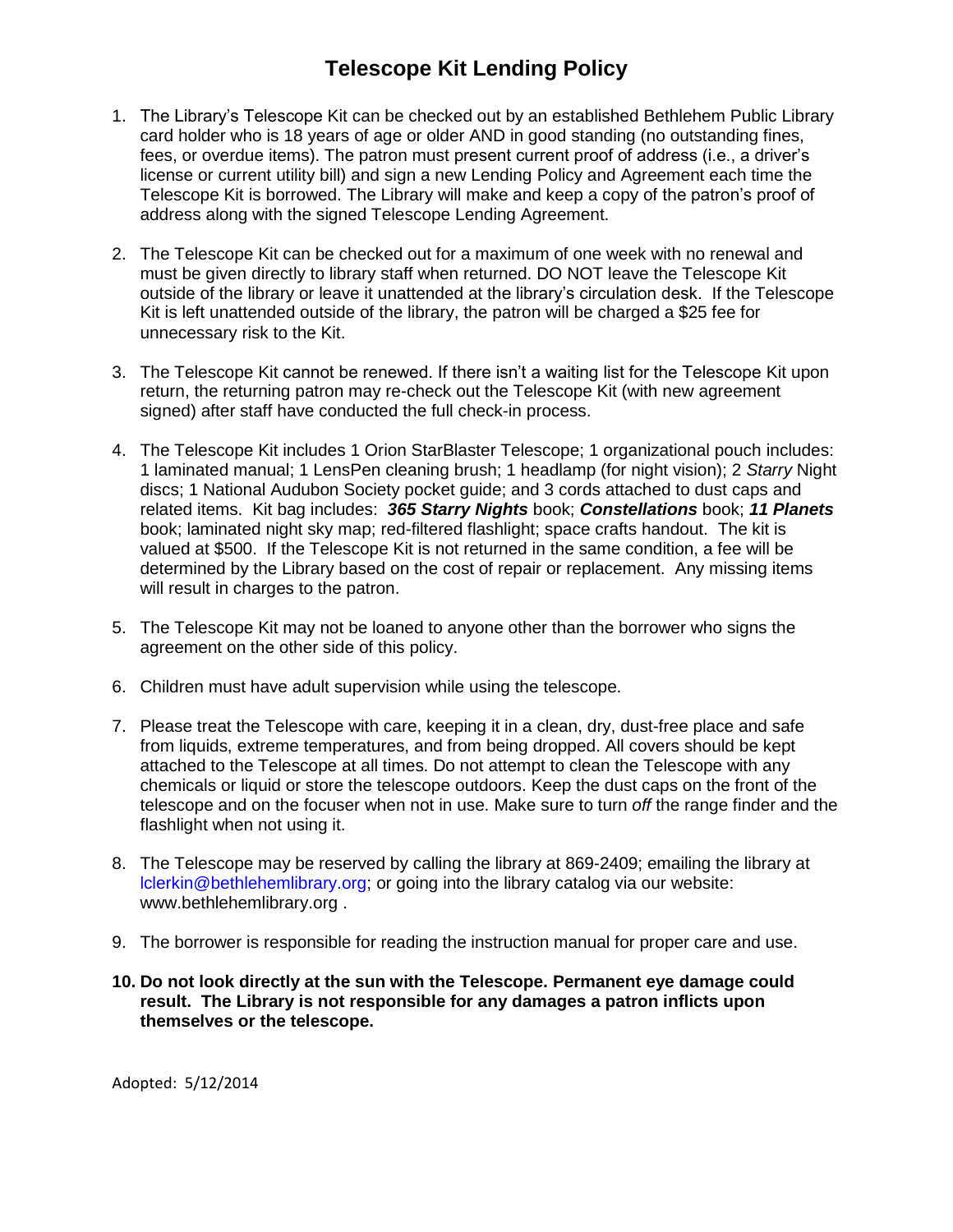# Telescope Kit Lending Policy

1. The Library's Telescope Kit can be checked out by an established Bethlehem Public Library card holder who is 18 years of age or older AND in good standing (no outstanding fines, fees, or overdue items). The patron must present current proof of address (i.e., a driver's license or current utility bill) and sign a new Lending Policy and Agreement each time the Telescope Kit is borrowed. The Library will make and keep a copy of the patron's proof of address along with the signed Telescope Lending Agreement.

2. The Telescope Kit can be checked out for a maximum of one week with no renewal and must be given directly to library staff when returned. DO NOT leave the Telescope Kit outside of the library or leave it unattended at the library's circulation desk. If the Telescope Kit is left unattended outside of the library, the patron will be charged a $25 fee for unnecessary risk to the Kit.

3. The Telescope Kit cannot be renewed. If there isn't a waiting list for the Telescope Kit upon return, the returning patron may re-check out the Telescope Kit (with new agreement signed) after staff have conducted the full check-in process.

4. The Telescope Kit includes 1 Orion StarBlaster Telescope; 1 organizational pouch includes: 1 laminated manual; 1 LensPen cleaning brush; 1 headlamp (for night vision); 2 *Starry* Night discs; 1 National Audubon Society pocket guide; and 3 cords attached to dust caps and related items. Kit bag includes: ***365 Starry Nights*** book; ***Constellations*** book; ***11 Planets*** book; laminated night sky map; red-filtered flashlight; space crafts handout. The kit is valued at $500. If the Telescope Kit is not returned in the same condition, a fee will be determined by the Library based on the cost of repair or replacement. Any missing items will result in charges to the patron.

5. The Telescope Kit may not be loaned to anyone other than the borrower who signs the agreement on the other side of this policy.

6. Children must have adult supervision while using the telescope.

7. Please treat the Telescope with care, keeping it in a clean, dry, dust-free place and safe from liquids, extreme temperatures, and from being dropped. All covers should be kept attached to the Telescope at all times. Do not attempt to clean the Telescope with any chemicals or liquid or store the telescope outdoors. Keep the dust caps on the front of the telescope and on the focuser when not in use. Make sure to turn *off* the range finder and the flashlight when not using it.

8. The Telescope may be reserved by calling the library at 869-2409; emailing the library at lclerkin@bethlehemlibrary.org; or going into the library catalog via our website: www.bethlehemlibrary.org .

9. The borrower is responsible for reading the instruction manual for proper care and use.

10. **Do not look directly at the sun with the Telescope. Permanent eye damage could result. The Library is not responsible for any damages a patron inflicts upon themselves or the telescope.**

Adopted: 5/12/2014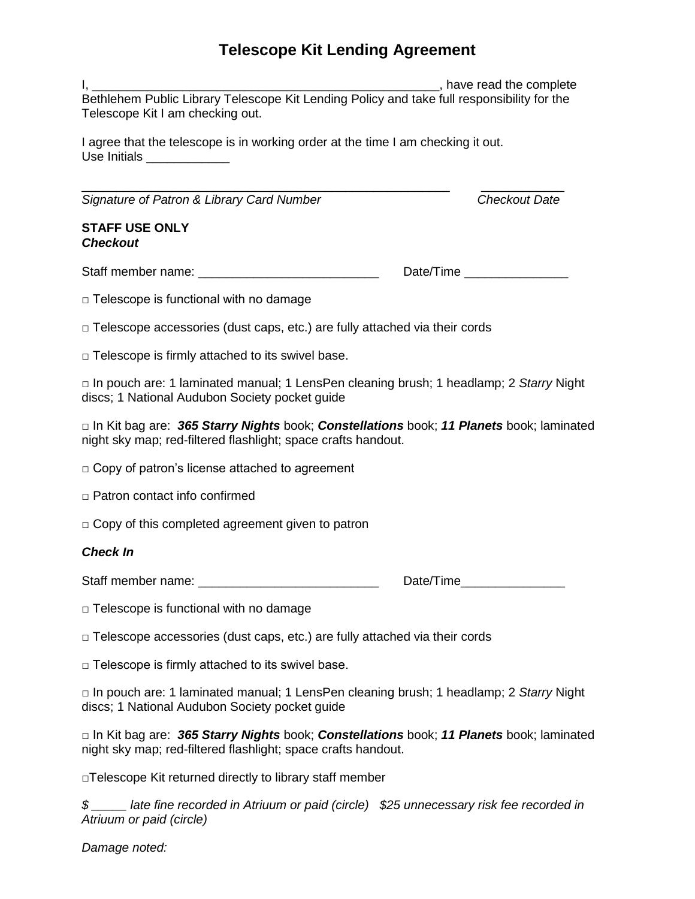# Telescope Kit Lending Agreement

I, ___________________________________________________, have read the complete Bethlehem Public Library Telescope Kit Lending Policy and take full responsibility for the Telescope Kit I am checking out.

I agree that the telescope is in working order at the time I am checking it out.
Use Initials ____________

________________________________________________________ ____________
*Signature of Patron & Library Card Number* *Checkout Date*

**STAFF USE ONLY**
***Checkout***

Staff member name: __________________________ Date/Time _______________

□ Telescope is functional with no damage

□ Telescope accessories (dust caps, etc.) are fully attached via their cords

□ Telescope is firmly attached to its swivel base.

□ In pouch are: 1 laminated manual; 1 LensPen cleaning brush; 1 headlamp; 2 *Starry* Night discs; 1 National Audubon Society pocket guide

□ In Kit bag are: ***365 Starry Nights*** book; ***Constellations*** book; ***11 Planets*** book; laminated night sky map; red-filtered flashlight; space crafts handout.

□ Copy of patron's license attached to agreement

□ Patron contact info confirmed

□ Copy of this completed agreement given to patron

***Check In***

Staff member name: __________________________ Date/Time_______________

□ Telescope is functional with no damage

□ Telescope accessories (dust caps, etc.) are fully attached via their cords

□ Telescope is firmly attached to its swivel base.

□ In pouch are: 1 laminated manual; 1 LensPen cleaning brush; 1 headlamp; 2 *Starry* Night discs; 1 National Audubon Society pocket guide

□ In Kit bag are: ***365 Starry Nights*** book; ***Constellations*** book; ***11 Planets*** book; laminated night sky map; red-filtered flashlight; space crafts handout.

□Telescope Kit returned directly to library staff member

*$ _____ late fine recorded in Atriuum or paid (circle) $25 unnecessary risk fee recorded in Atriuum or paid (circle)*

*Damage noted:*